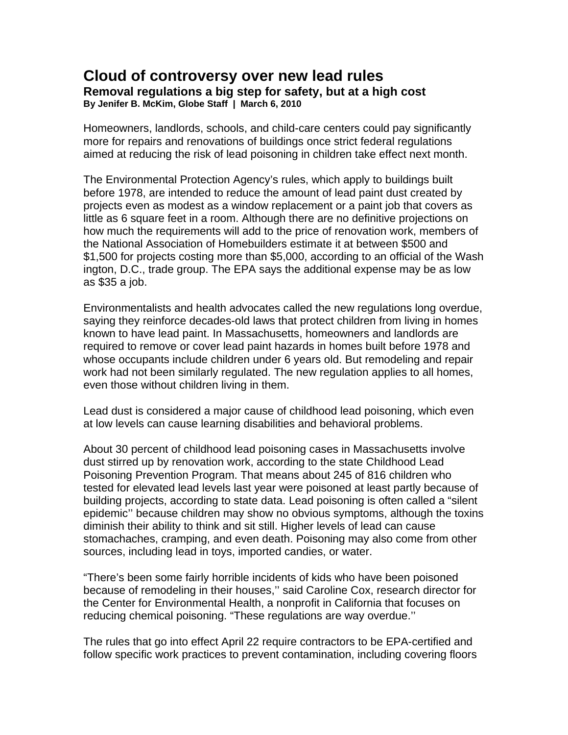# Cloud of controversy over new lead rules

**Removal regulations a big step for safety, but at a high cost**

**By Jenifer B. McKim, Globe Staff | March 6, 2010**

Homeowners, landlords, schools, and child-care centers could pay significantly more for repairs and renovations of buildings once strict federal regulations aimed at reducing the risk of lead poisoning in children take effect next month.

The Environmental Protection Agency's rules, which apply to buildings built before 1978, are intended to reduce the amount of lead paint dust created by projects even as modest as a window replacement or a paint job that covers as little as 6 square feet in a room. Although there are no definitive projections on how much the requirements will add to the price of renovation work, members of the National Association of Homebuilders estimate it at between $500 and $1,500 for projects costing more than $5,000, according to an official of the Washington, D.C., trade group. The EPA says the additional expense may be as low as $35 a job.

Environmentalists and health advocates called the new regulations long overdue, saying they reinforce decades-old laws that protect children from living in homes known to have lead paint. In Massachusetts, homeowners and landlords are required to remove or cover lead paint hazards in homes built before 1978 and whose occupants include children under 6 years old. But remodeling and repair work had not been similarly regulated. The new regulation applies to all homes, even those without children living in them.

Lead dust is considered a major cause of childhood lead poisoning, which even at low levels can cause learning disabilities and behavioral problems.

About 30 percent of childhood lead poisoning cases in Massachusetts involve dust stirred up by renovation work, according to the state Childhood Lead Poisoning Prevention Program. That means about 245 of 816 children who tested for elevated lead levels last year were poisoned at least partly because of building projects, according to state data. Lead poisoning is often called a "silent epidemic'' because children may show no obvious symptoms, although the toxins diminish their ability to think and sit still. Higher levels of lead can cause stomachaches, cramping, and even death. Poisoning may also come from other sources, including lead in toys, imported candies, or water.

"There's been some fairly horrible incidents of kids who have been poisoned because of remodeling in their houses,'' said Caroline Cox, research director for the Center for Environmental Health, a nonprofit in California that focuses on reducing chemical poisoning. "These regulations are way overdue.''

The rules that go into effect April 22 require contractors to be EPA-certified and follow specific work practices to prevent contamination, including covering floors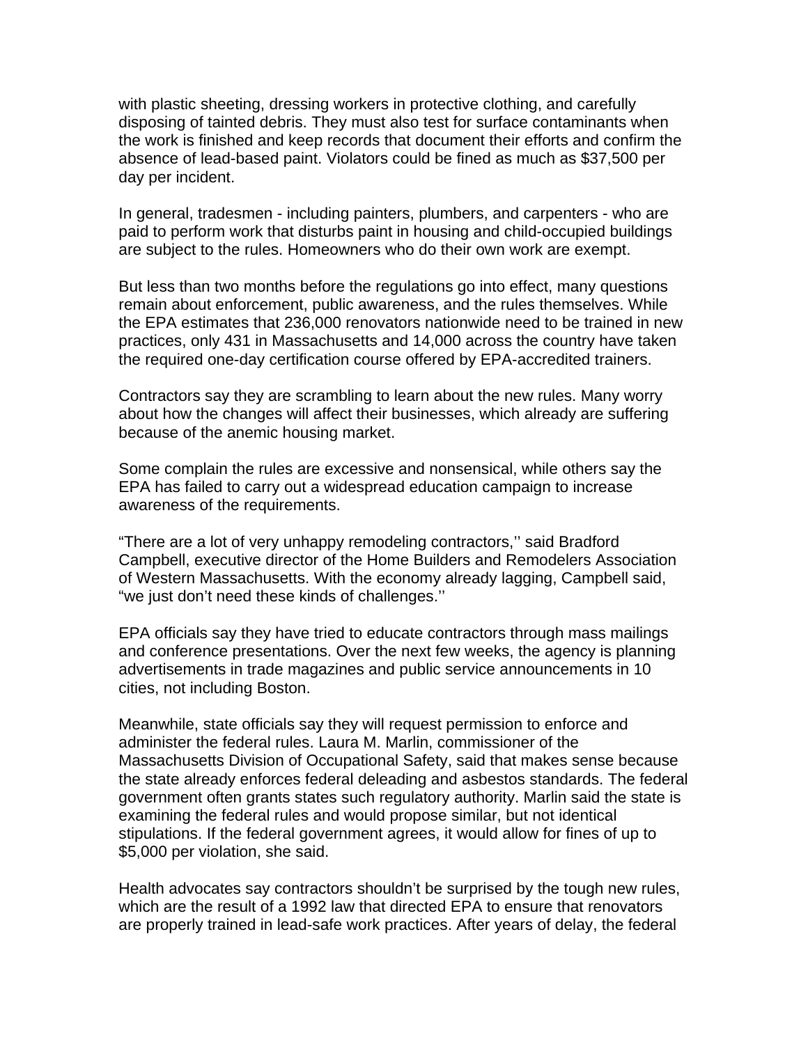with plastic sheeting, dressing workers in protective clothing, and carefully disposing of tainted debris. They must also test for surface contaminants when the work is finished and keep records that document their efforts and confirm the absence of lead-based paint. Violators could be fined as much as $37,500 per day per incident.

In general, tradesmen - including painters, plumbers, and carpenters - who are paid to perform work that disturbs paint in housing and child-occupied buildings are subject to the rules. Homeowners who do their own work are exempt.

But less than two months before the regulations go into effect, many questions remain about enforcement, public awareness, and the rules themselves. While the EPA estimates that 236,000 renovators nationwide need to be trained in new practices, only 431 in Massachusetts and 14,000 across the country have taken the required one-day certification course offered by EPA-accredited trainers.

Contractors say they are scrambling to learn about the new rules. Many worry about how the changes will affect their businesses, which already are suffering because of the anemic housing market.

Some complain the rules are excessive and nonsensical, while others say the EPA has failed to carry out a widespread education campaign to increase awareness of the requirements.

"There are a lot of very unhappy remodeling contractors,'' said Bradford Campbell, executive director of the Home Builders and Remodelers Association of Western Massachusetts. With the economy already lagging, Campbell said, "we just don't need these kinds of challenges.''

EPA officials say they have tried to educate contractors through mass mailings and conference presentations. Over the next few weeks, the agency is planning advertisements in trade magazines and public service announcements in 10 cities, not including Boston.

Meanwhile, state officials say they will request permission to enforce and administer the federal rules. Laura M. Marlin, commissioner of the Massachusetts Division of Occupational Safety, said that makes sense because the state already enforces federal deleading and asbestos standards. The federal government often grants states such regulatory authority. Marlin said the state is examining the federal rules and would propose similar, but not identical stipulations. If the federal government agrees, it would allow for fines of up to $5,000 per violation, she said.

Health advocates say contractors shouldn't be surprised by the tough new rules, which are the result of a 1992 law that directed EPA to ensure that renovators are properly trained in lead-safe work practices. After years of delay, the federal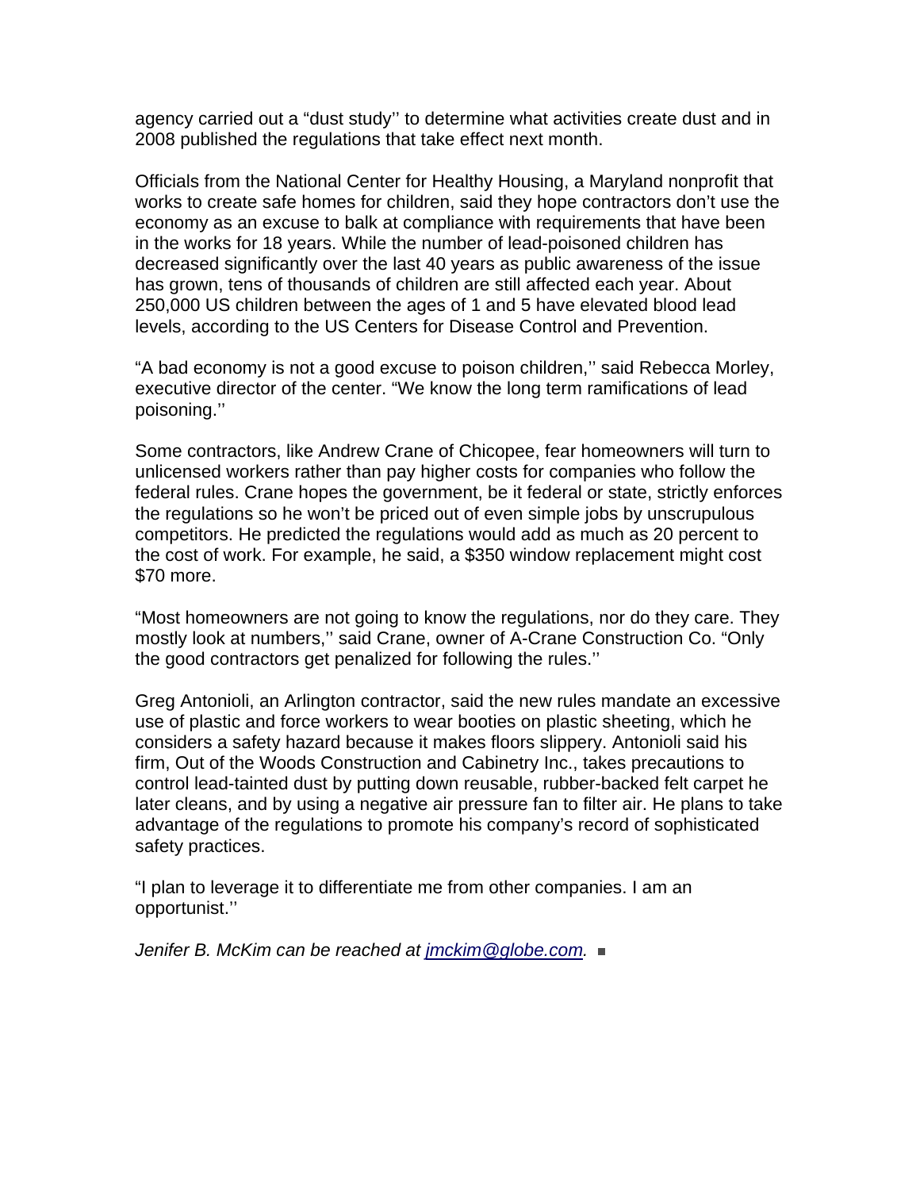agency carried out a "dust study'' to determine what activities create dust and in 2008 published the regulations that take effect next month.

Officials from the National Center for Healthy Housing, a Maryland nonprofit that works to create safe homes for children, said they hope contractors don't use the economy as an excuse to balk at compliance with requirements that have been in the works for 18 years. While the number of lead-poisoned children has decreased significantly over the last 40 years as public awareness of the issue has grown, tens of thousands of children are still affected each year. About 250,000 US children between the ages of 1 and 5 have elevated blood lead levels, according to the US Centers for Disease Control and Prevention.

"A bad economy is not a good excuse to poison children,'' said Rebecca Morley, executive director of the center. "We know the long term ramifications of lead poisoning.''

Some contractors, like Andrew Crane of Chicopee, fear homeowners will turn to unlicensed workers rather than pay higher costs for companies who follow the federal rules. Crane hopes the government, be it federal or state, strictly enforces the regulations so he won't be priced out of even simple jobs by unscrupulous competitors. He predicted the regulations would add as much as 20 percent to the cost of work. For example, he said, a $350 window replacement might cost $70 more.

"Most homeowners are not going to know the regulations, nor do they care. They mostly look at numbers,'' said Crane, owner of A-Crane Construction Co. "Only the good contractors get penalized for following the rules.''

Greg Antonioli, an Arlington contractor, said the new rules mandate an excessive use of plastic and force workers to wear booties on plastic sheeting, which he considers a safety hazard because it makes floors slippery. Antonioli said his firm, Out of the Woods Construction and Cabinetry Inc., takes precautions to control lead-tainted dust by putting down reusable, rubber-backed felt carpet he later cleans, and by using a negative air pressure fan to filter air. He plans to take advantage of the regulations to promote his company's record of sophisticated safety practices.

"I plan to leverage it to differentiate me from other companies. I am an opportunist.''

*Jenifer B. McKim can be reached at jmckim@globe.com.* ■